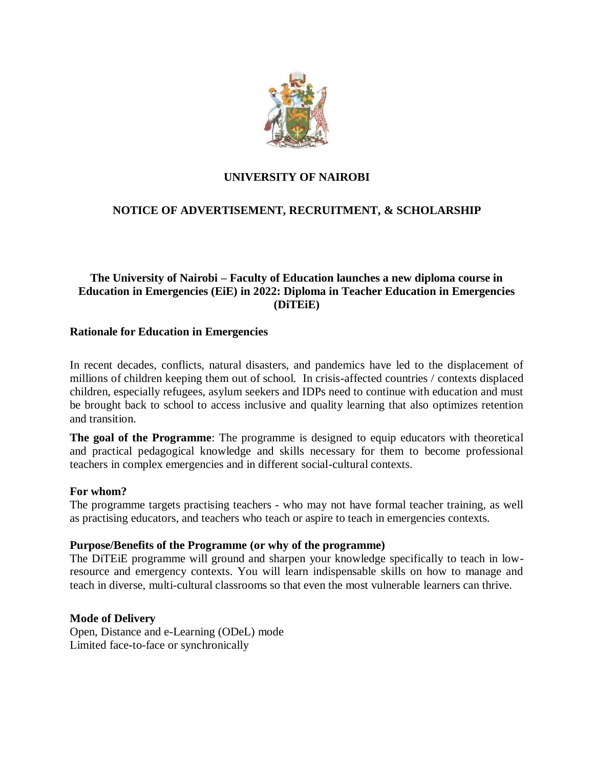# UNIVERSITY OF NAIROBI

## NOTICE OF ADVERTISEMENT, RECRUITMENT, & SCHOLARSHIP

### The University of Nairobi – Faculty of Education launches a new diploma course in Education in Emergencies (EiE) in 2022: Diploma in Teacher Education in Emergencies (DiTEiE)

**Rationale for Education in Emergencies**

In recent decades, conflicts, natural disasters, and pandemics have led to the displacement of millions of children keeping them out of school. In crisis-affected countries / contexts displaced children, especially refugees, asylum seekers and IDPs need to continue with education and must be brought back to school to access inclusive and quality learning that also optimizes retention and transition.

**The goal of the Programme**: The programme is designed to equip educators with theoretical and practical pedagogical knowledge and skills necessary for them to become professional teachers in complex emergencies and in different social-cultural contexts.

**For whom?**

The programme targets practising teachers - who may not have formal teacher training, as well as practising educators, and teachers who teach or aspire to teach in emergencies contexts.

**Purpose/Benefits of the Programme (or why of the programme)**

The DiTEiE programme will ground and sharpen your knowledge specifically to teach in low-resource and emergency contexts. You will learn indispensable skills on how to manage and teach in diverse, multi-cultural classrooms so that even the most vulnerable learners can thrive.

**Mode of Delivery**

Open, Distance and e-Learning (ODeL) mode
Limited face-to-face or synchronically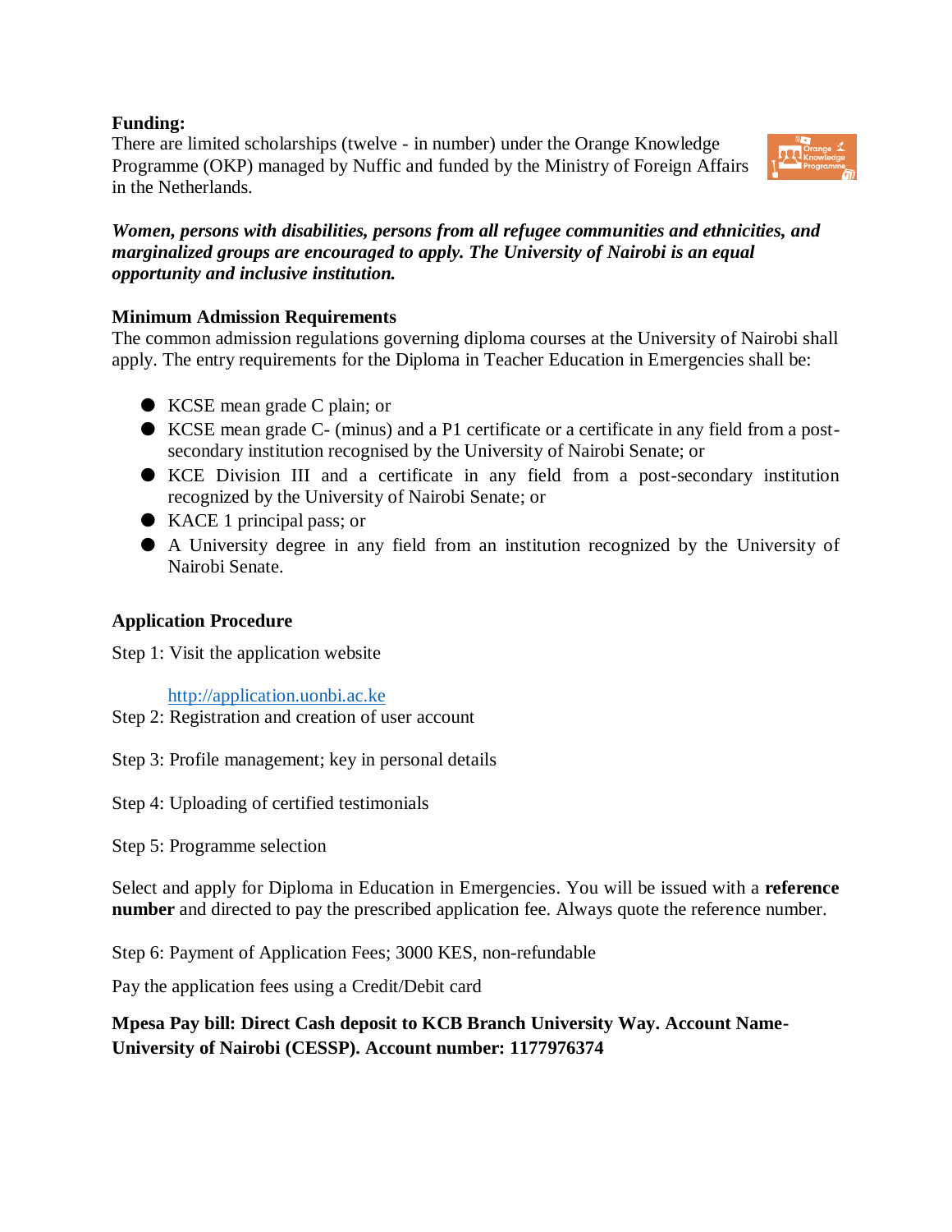**Funding:**

There are limited scholarships (twelve - in number) under the Orange Knowledge Programme (OKP) managed by Nuffic and funded by the Ministry of Foreign Affairs in the Netherlands.

***Women, persons with disabilities, persons from all refugee communities and ethnicities, and marginalized groups are encouraged to apply. The University of Nairobi is an equal opportunity and inclusive institution.***

**Minimum Admission Requirements**

The common admission regulations governing diploma courses at the University of Nairobi shall apply. The entry requirements for the Diploma in Teacher Education in Emergencies shall be:

- KCSE mean grade C plain; or
- KCSE mean grade C- (minus) and a P1 certificate or a certificate in any field from a post-secondary institution recognised by the University of Nairobi Senate; or
- KCE Division III and a certificate in any field from a post-secondary institution recognized by the University of Nairobi Senate; or
- KACE 1 principal pass; or
- A University degree in any field from an institution recognized by the University of Nairobi Senate.

**Application Procedure**

Step 1: Visit the application website

[http://application.uonbi.ac.ke](http://application.uonbi.ac.ke)

Step 2: Registration and creation of user account

Step 3: Profile management; key in personal details

Step 4: Uploading of certified testimonials

Step 5: Programme selection

Select and apply for Diploma in Education in Emergencies. You will be issued with a **reference number** and directed to pay the prescribed application fee. Always quote the reference number.

Step 6: Payment of Application Fees; 3000 KES, non-refundable

Pay the application fees using a Credit/Debit card

**Mpesa Pay bill: Direct Cash deposit to KCB Branch University Way. Account Name- University of Nairobi (CESSP). Account number: 1177976374**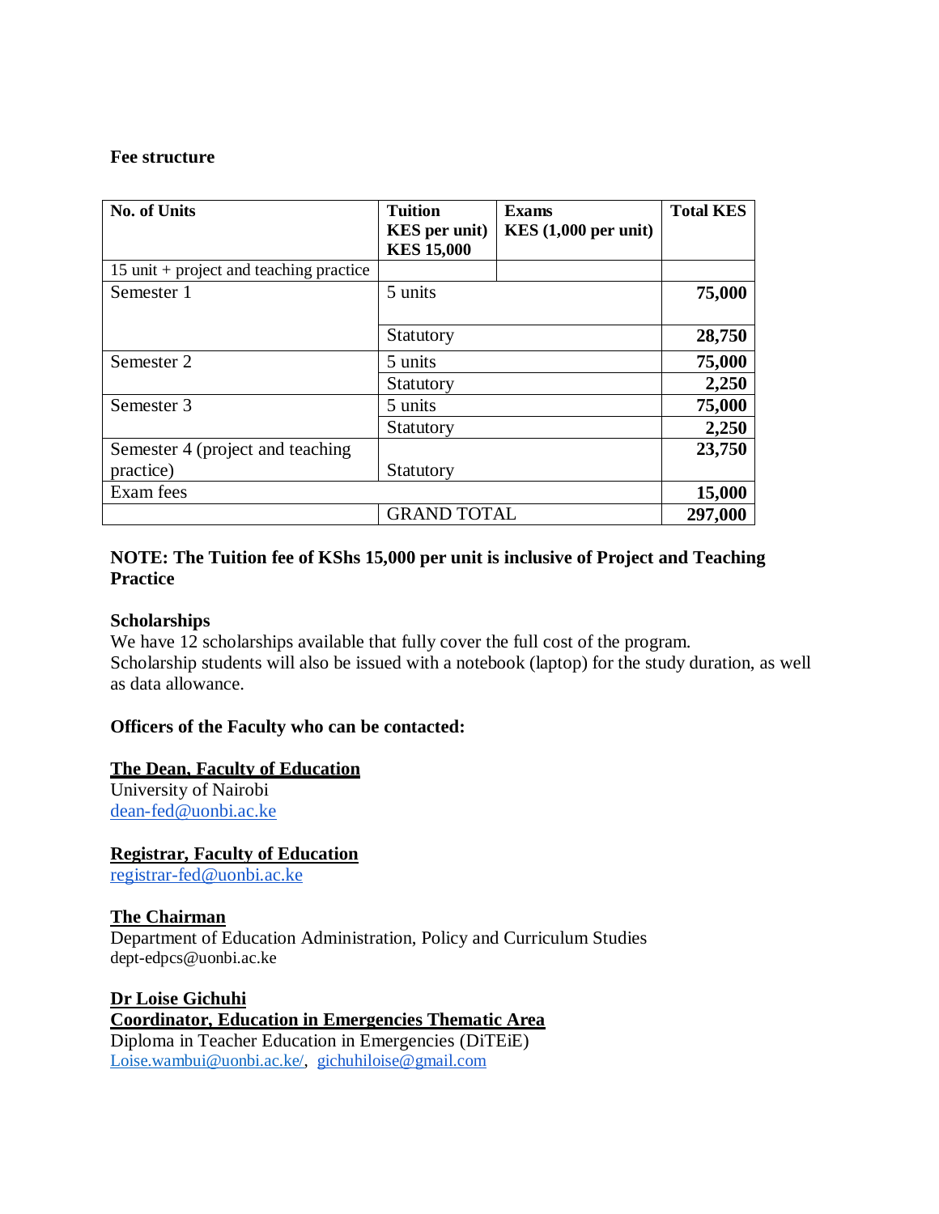**Fee structure**

| No. of Units | Tuition KES per unit) KES 15,000 | Exams KES (1,000 per unit) | Total KES |
|---|---|---|---|
| 15 unit + project and teaching practice | | | |
| Semester 1 | 5 units | | **75,000** |
| | Statutory | | **28,750** |
| Semester 2 | 5 units | | **75,000** |
| | Statutory | | **2,250** |
| Semester 3 | 5 units | | **75,000** |
| | Statutory | | **2,250** |
| Semester 4 (project and teaching practice) | Statutory | | **23,750** |
| Exam fees | | | **15,000** |
| | GRAND TOTAL | | **297,000** |

**NOTE: The Tuition fee of KShs 15,000 per unit is inclusive of Project and Teaching Practice**

**Scholarships**

We have 12 scholarships available that fully cover the full cost of the program.
Scholarship students will also be issued with a notebook (laptop) for the study duration, as well as data allowance.

**Officers of the Faculty who can be contacted:**

**The Dean, Faculty of Education**
University of Nairobi
dean-fed@uonbi.ac.ke

**Registrar, Faculty of Education**
registrar-fed@uonbi.ac.ke

**The Chairman**
Department of Education Administration, Policy and Curriculum Studies
dept-edpcs@uonbi.ac.ke

**Dr Loise Gichuhi**
**Coordinator, Education in Emergencies Thematic Area**
Diploma in Teacher Education in Emergencies (DiTEiE)
Loise.wambui@uonbi.ac.ke/, gichuhiloise@gmail.com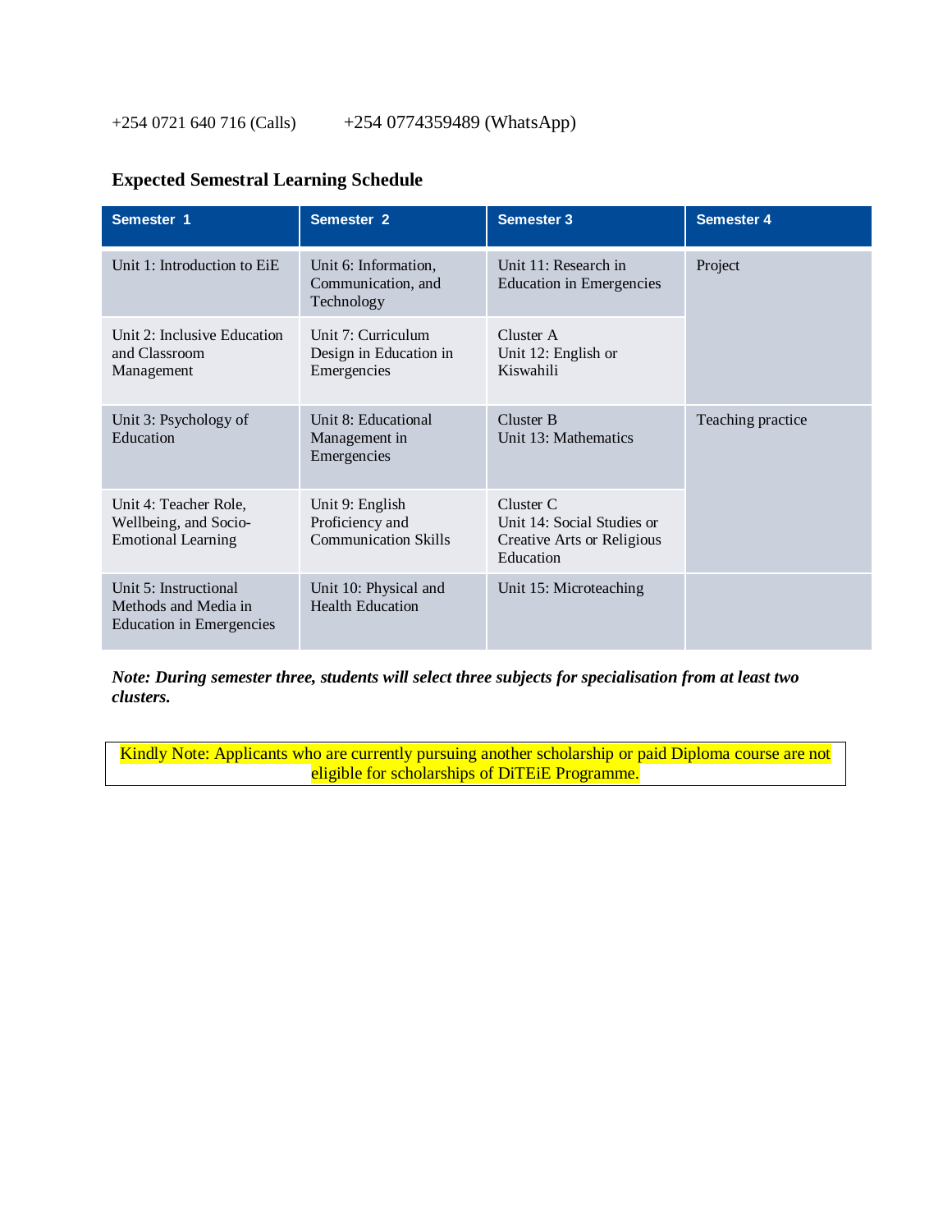+254 0721 640 716 (Calls)  +254 0774359489 (WhatsApp)

**Expected Semestral Learning Schedule**

| Semester 1 | Semester 2 | Semester 3 | Semester 4 |
|---|---|---|---|
| Unit 1: Introduction to EiE | Unit 6: Information, Communication, and Technology | Unit 11: Research in Education in Emergencies | Project |
| Unit 2: Inclusive Education and Classroom Management | Unit 7: Curriculum Design in Education in Emergencies | Cluster A<br>Unit 12: English or Kiswahili | |
| Unit 3: Psychology of Education | Unit 8: Educational Management in Emergencies | Cluster B<br>Unit 13: Mathematics | Teaching practice |
| Unit 4: Teacher Role, Wellbeing, and Socio-Emotional Learning | Unit 9: English Proficiency and Communication Skills | Cluster C<br>Unit 14: Social Studies or Creative Arts or Religious Education | |
| Unit 5: Instructional Methods and Media in Education in Emergencies | Unit 10: Physical and Health Education | Unit 15: Microteaching | |

***Note: During semester three, students will select three subjects for specialisation from at least two clusters.***

Kindly Note: Applicants who are currently pursuing another scholarship or paid Diploma course are not eligible for scholarships of DiTEiE Programme.